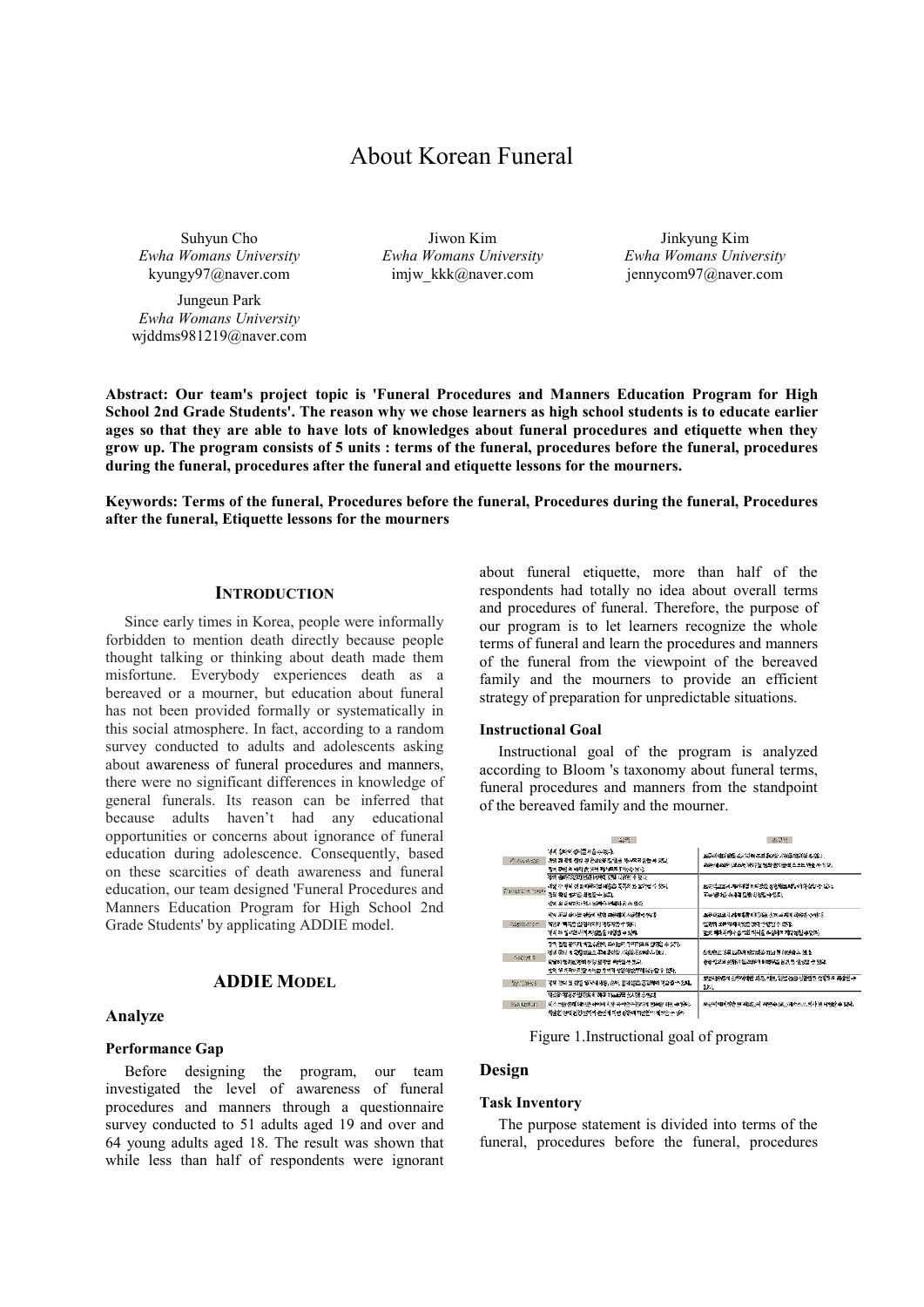# About Korean Funeral

Suhyun Cho
*Ewha Womans University*
kyungy97@naver.com

Jiwon Kim
*Ewha Womans University*
imjw_kkk@naver.com

Jinkyung Kim
*Ewha Womans University*
jennycom97@naver.com

Jungeun Park
*Ewha Womans University*
wjddms981219@naver.com

**Abstract: Our team's project topic is 'Funeral Procedures and Manners Education Program for High School 2nd Grade Students'. The reason why we chose learners as high school students is to educate earlier ages so that they are able to have lots of knowledges about funeral procedures and etiquette when they grow up. The program consists of 5 units : terms of the funeral, procedures before the funeral, procedures during the funeral, procedures after the funeral and etiquette lessons for the mourners.**

**Keywords: Terms of the funeral, Procedures before the funeral, Procedures during the funeral, Procedures after the funeral, Etiquette lessons for the mourners**

## INTRODUCTION

Since early times in Korea, people were informally forbidden to mention death directly because people thought talking or thinking about death made them misfortune. Everybody experiences death as a bereaved or a mourner, but education about funeral has not been provided formally or systematically in this social atmosphere. In fact, according to a random survey conducted to adults and adolescents asking about awareness of funeral procedures and manners, there were no significant differences in knowledge of general funerals. Its reason can be inferred that because adults haven't had any educational opportunities or concerns about ignorance of funeral education during adolescence. Consequently, based on these scarcities of death awareness and funeral education, our team designed 'Funeral Procedures and Manners Education Program for High School 2nd Grade Students' by applicating ADDIE model.

## ADDIE MODEL

### Analyze

#### Performance Gap

Before designing the program, our team investigated the level of awareness of funeral procedures and manners through a questionnaire survey conducted to 51 adults aged 19 and over and 64 young adults aged 18. The result was shown that while less than half of respondents were ignorant about funeral etiquette, more than half of the respondents had totally no idea about overall terms and procedures of funeral. Therefore, the purpose of our program is to let learners recognize the whole terms of funeral and learn the procedures and manners of the funeral from the viewpoint of the bereaved family and the mourners to provide an efficient strategy of preparation for unpredictable situations.

#### Instructional Goal

Instructional goal of the program is analyzed according to Bloom 's taxonomy about funeral terms, funeral procedures and manners from the standpoint of the bereaved family and the mourner.

Figure 1.Instructional goal of program

### Design

#### Task Inventory

The purpose statement is divided into terms of the funeral, procedures before the funeral, procedures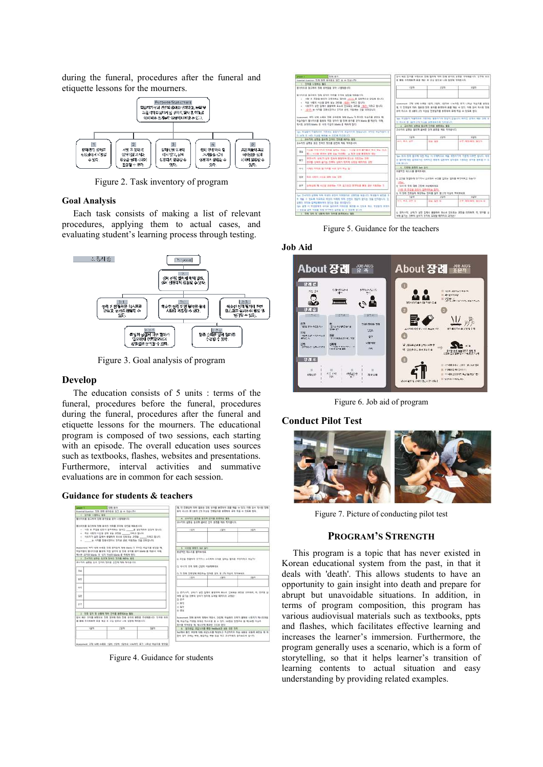during the funeral, procedures after the funeral and etiquette lessons for the mourners.

Figure 2. Task inventory of program

## Goal Analysis

Each task consists of making a list of relevant procedures, applying them to actual cases, and evaluating student's learning process through testing.

Figure 3. Goal analysis of program

## Develop

The education consists of 5 units : terms of the funeral, procedures before the funeral, procedures during the funeral, procedures after the funeral and etiquette lessons for the mourners. The educational program is composed of two sessions, each starting with an episode. The overall education uses sources such as textbooks, flashes, websites and presentations. Furthermore, interval activities and summative evaluations are in common for each session.

## Guidance for students & teachers

Figure 4. Guidance for students

Figure 5. Guidance for the teachers

## Job Aid

Figure 6. Job aid of program

## Conduct Pilot Test

Figure 7. Picture of conducting pilot test

# PROGRAM'S STRENGTH

This program is a topic that has never existed in Korean educational system from the past, in that it deals with 'death'. This allows students to have an opportunity to gain insight into death and prepare for abrupt but unavoidable situations. In addition, in terms of program composition, this program has various audiovisual materials such as textbooks, ppts and flashes, which facilitates effective learning and increases the learner's immersion. Furthermore, the program generally uses a scenario, which is a form of storytelling, so that it helps learner's transition of learning contents to actual situation and easy understanding by providing related examples.